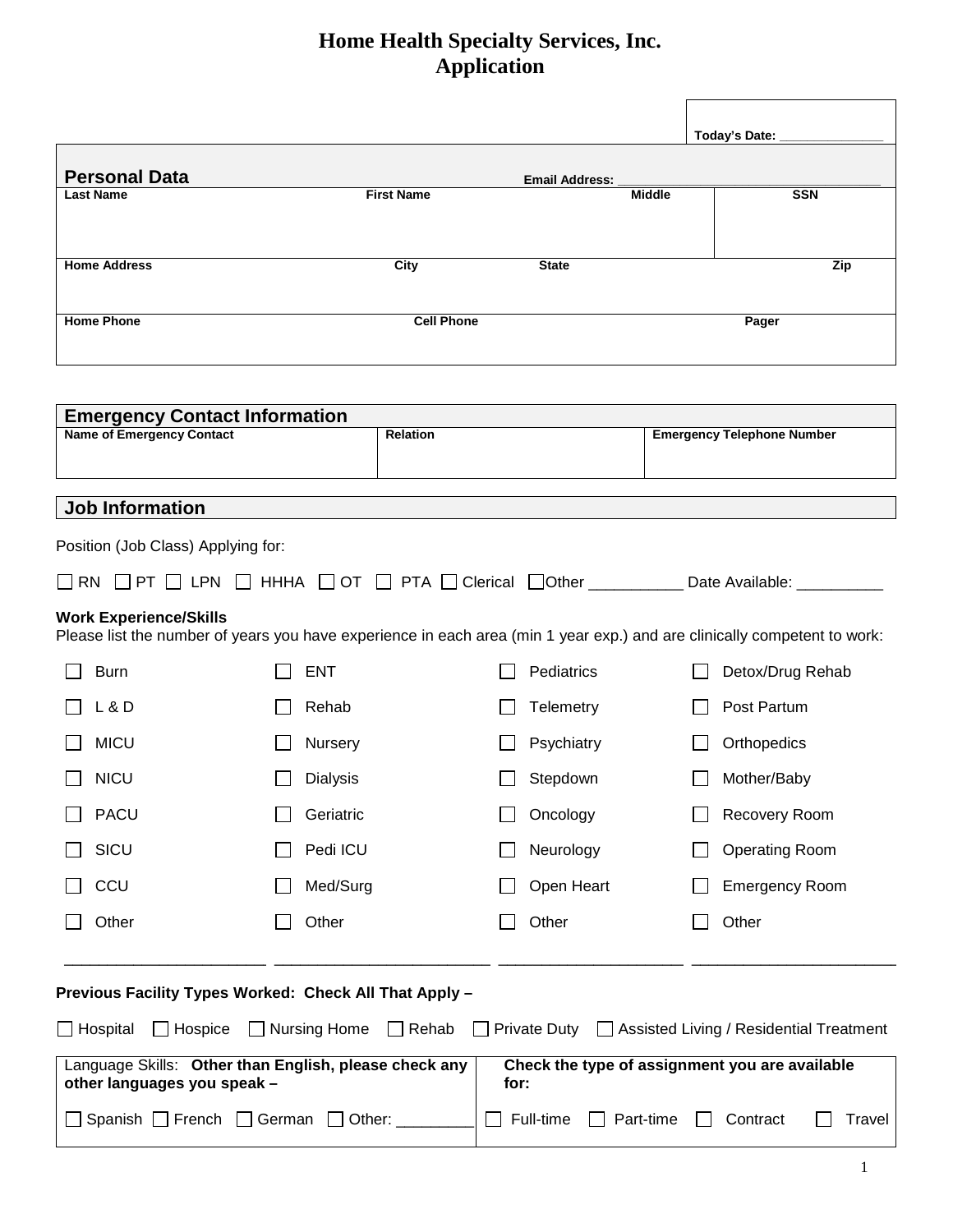# Home Health Specialty Services, Inc.
# Application

**Today's Date:** _______________

## Personal Data

**Email Address:** ____________________________________

| Last Name | First Name | Middle | SSN |
|---|---|---|---|
| | | | |

| Home Address | City | State | Zip |
|---|---|---|---|
| | | | |

| Home Phone | Cell Phone | Pager |
|---|---|---|
| | | |

## Emergency Contact Information

| Name of Emergency Contact | Relation | Emergency Telephone Number |
|---|---|---|
| | | |

## Job Information

Position (Job Class) Applying for:

☐ RN ☐ PT ☐ LPN ☐ HHHA ☐ OT ☐ PTA ☐ Clerical ☐ Other ___________ Date Available: __________

**Work Experience/Skills**

Please list the number of years you have experience in each area (min 1 year exp.) and are clinically competent to work:

| | | | |
|---|---|---|---|
| ☐ Burn | ☐ ENT | ☐ Pediatrics | ☐ Detox/Drug Rehab |
| ☐ L & D | ☐ Rehab | ☐ Telemetry | ☐ Post Partum |
| ☐ MICU | ☐ Nursery | ☐ Psychiatry | ☐ Orthopedics |
| ☐ NICU | ☐ Dialysis | ☐ Stepdown | ☐ Mother/Baby |
| ☐ PACU | ☐ Geriatric | ☐ Oncology | ☐ Recovery Room |
| ☐ SICU | ☐ Pedi ICU | ☐ Neurology | ☐ Operating Room |
| ☐ CCU | ☐ Med/Surg | ☐ Open Heart | ☐ Emergency Room |
| ☐ Other | ☐ Other | ☐ Other | ☐ Other |
| ______________________ | ______________________ | ______________________ | ______________________ |

**Previous Facility Types Worked: Check All That Apply –**

☐ Hospital ☐ Hospice ☐ Nursing Home ☐ Rehab ☐ Private Duty ☐ Assisted Living / Residential Treatment

| Language Skills: **Other than English, please check any other languages you speak –** | **Check the type of assignment you are available for:** |
|---|---|
| ☐ Spanish ☐ French ☐ German ☐ Other: _________ | ☐ Full-time ☐ Part-time ☐ Contract ☐ Travel |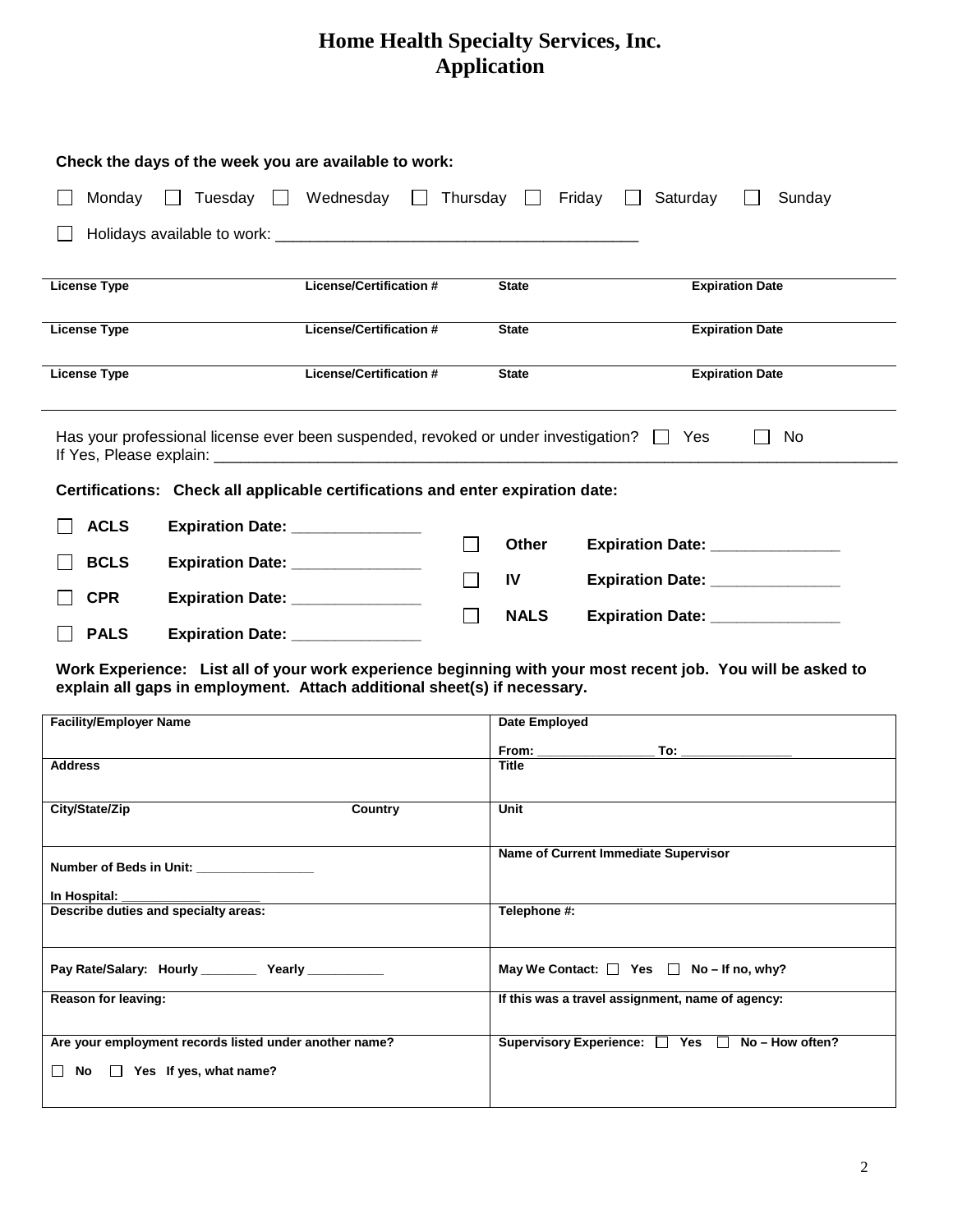# Home Health Specialty Services, Inc.
# Application

**Check the days of the week you are available to work:**

☐ Monday ☐ Tuesday ☐ Wednesday ☐ Thursday ☐ Friday ☐ Saturday ☐ Sunday

☐ Holidays available to work: ___________________________________________

| License Type | License/Certification # | State | Expiration Date |
|---|---|---|---|
| License Type | License/Certification # | State | Expiration Date |
| License Type | License/Certification # | State | Expiration Date |

Has your professional license ever been suspended, revoked or under investigation? ☐ Yes ☐ No
If Yes, Please explain: ___________________________________________________________________________________

**Certifications: Check all applicable certifications and enter expiration date:**

☐ **ACLS** **Expiration Date:** _______________

☐ **BCLS** **Expiration Date:** _______________

☐ **CPR** **Expiration Date:** _______________

☐ **PALS** **Expiration Date:** _______________

☐ **Other** **Expiration Date:** _______________

☐ **IV** **Expiration Date:** _______________

☐ **NALS** **Expiration Date:** _______________

**Work Experience: List all of your work experience beginning with your most recent job. You will be asked to explain all gaps in employment. Attach additional sheet(s) if necessary.**

| **Facility/Employer Name** | **Date Employed**<br>**From:** ________________ **To:** _______________ |
|---|---|
| **Address** | **Title** |
| **City/State/Zip** **Country** | **Unit** |
| **Number of Beds in Unit:** ________________<br>**In Hospital:** ____________________ | **Name of Current Immediate Supervisor** |
| **Describe duties and specialty areas:** | **Telephone #:** |
| **Pay Rate/Salary: Hourly** ________ **Yearly** __________ | **May We Contact:** ☐ **Yes** ☐ **No – If no, why?** |
| **Reason for leaving:** | **If this was a travel assignment, name of agency:** |
| **Are your employment records listed under another name?**<br>☐ **No** ☐ **Yes If yes, what name?** | **Supervisory Experience:** ☐ **Yes** ☐ **No – How often?** |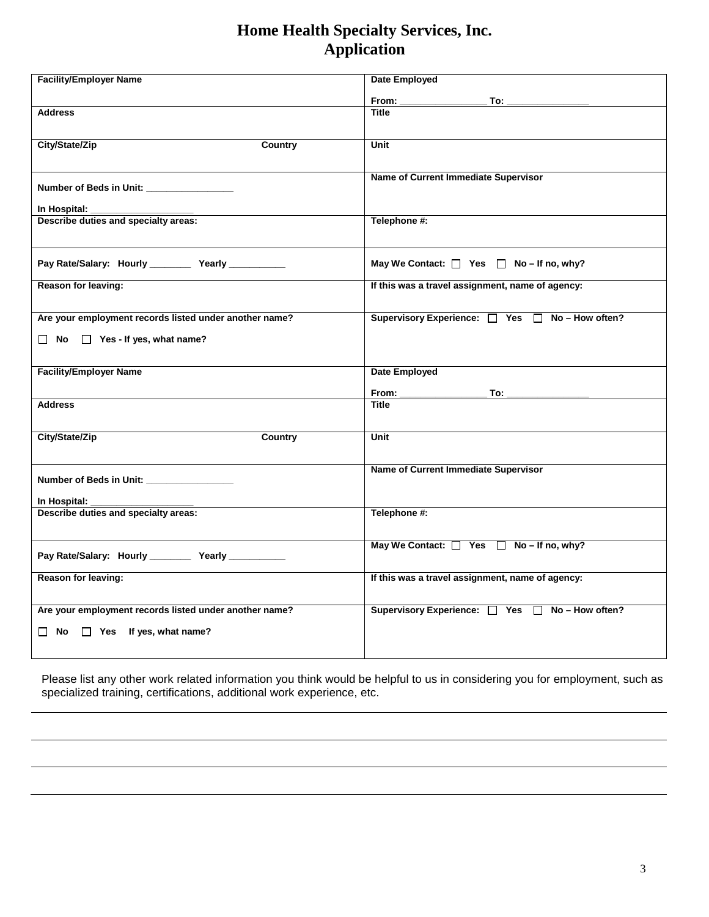# Home Health Specialty Services, Inc.
# Application

| **Facility/Employer Name** | **Date Employed**<br><br>**From: _________________ To: ________________** |
|---|---|
| **Address** | **Title** |
| **City/State/Zip                                        Country** | **Unit** |
| **Number of Beds in Unit: _________________**<br><br>**In Hospital: ____________________** | **Name of Current Immediate Supervisor** |
| **Describe duties and specialty areas:** | **Telephone #:** |
| **Pay Rate/Salary:   Hourly ________   Yearly ___________** | **May We Contact: ☐ Yes ☐ No – If no, why?** |
| **Reason for leaving:** | **If this was a travel assignment, name of agency:** |
| **Are your employment records listed under another name?**<br><br>**☐ No ☐ Yes - If yes, what name?** | **Supervisory Experience: ☐ Yes ☐ No – How often?** |
| **Facility/Employer Name** | **Date Employed**<br><br>**From: _________________ To: ________________** |
| **Address** | **Title** |
| **City/State/Zip                                        Country** | **Unit** |
| **Number of Beds in Unit: _________________**<br><br>**In Hospital: ____________________** | **Name of Current Immediate Supervisor** |
| **Describe duties and specialty areas:** | **Telephone #:** |
| **Pay Rate/Salary:   Hourly ________   Yearly ___________** | **May We Contact: ☐ Yes ☐ No – If no, why?** |
| **Reason for leaving:** | **If this was a travel assignment, name of agency:** |
| **Are your employment records listed under another name?**<br><br>**☐ No ☐ Yes   If yes, what name?** | **Supervisory Experience: ☐ Yes ☐ No – How often?** |

Please list any other work related information you think would be helpful to us in considering you for employment, such as specialized training, certifications, additional work experience, etc.

______________________________________________________________________________

______________________________________________________________________________

______________________________________________________________________________

______________________________________________________________________________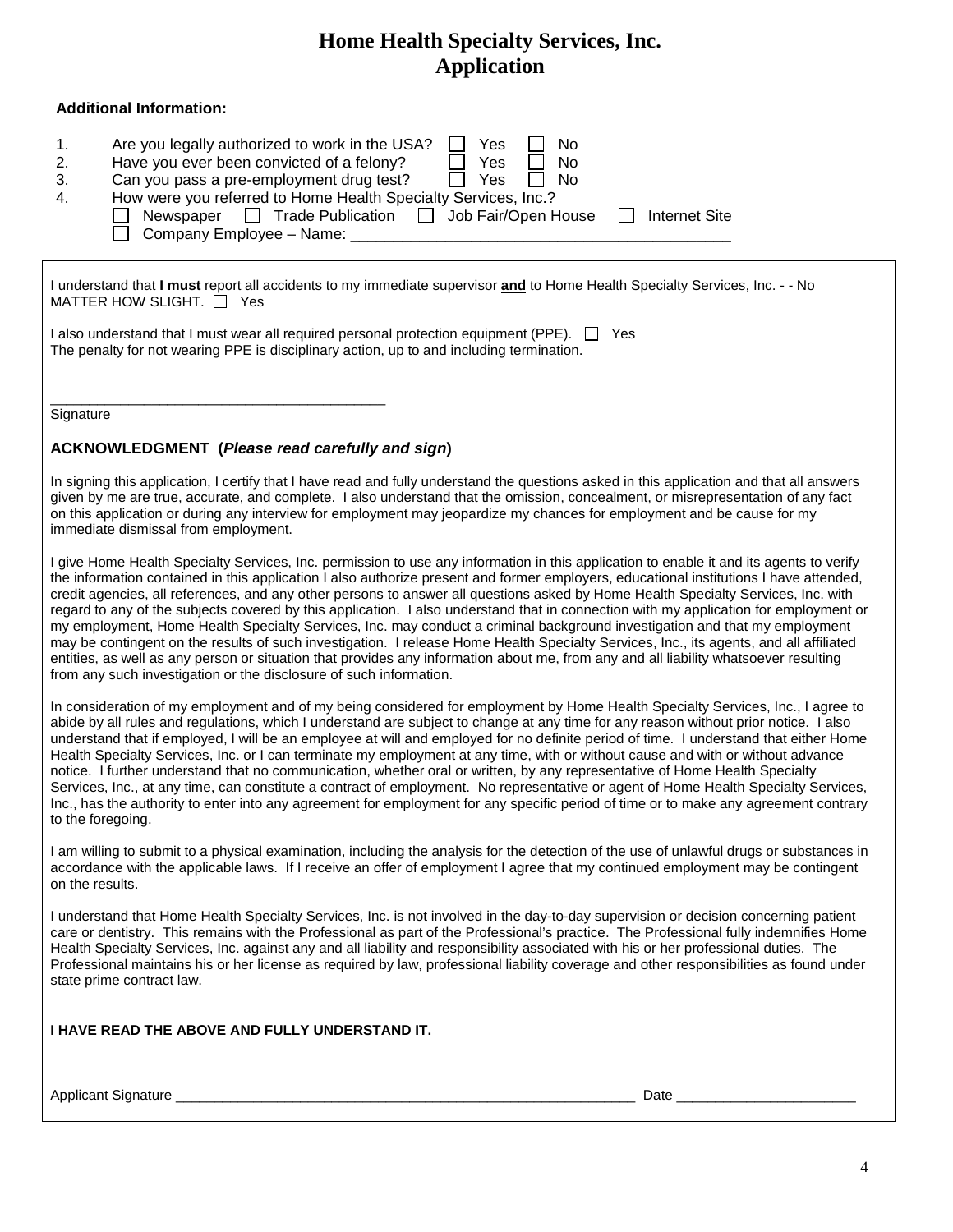# Home Health Specialty Services, Inc.
# Application

**Additional Information:**

1. Are you legally authorized to work in the USA? ☐ Yes ☐ No
2. Have you ever been convicted of a felony? ☐ Yes ☐ No
3. Can you pass a pre-employment drug test? ☐ Yes ☐ No
4. How were you referred to Home Health Specialty Services, Inc.?
   ☐ Newspaper ☐ Trade Publication ☐ Job Fair/Open House ☐ Internet Site
   ☐ Company Employee – Name: ___________________________________________

I understand that **I must** report all accidents to my immediate supervisor **and** to Home Health Specialty Services, Inc. - - No MATTER HOW SLIGHT. ☐ Yes

I also understand that I must wear all required personal protection equipment (PPE). ☐ Yes
The penalty for not wearing PPE is disciplinary action, up to and including termination.

_________________________________________
Signature

**ACKNOWLEDGMENT (*Please read carefully and sign*)**

In signing this application, I certify that I have read and fully understand the questions asked in this application and that all answers given by me are true, accurate, and complete. I also understand that the omission, concealment, or misrepresentation of any fact on this application or during any interview for employment may jeopardize my chances for employment and be cause for my immediate dismissal from employment.

I give Home Health Specialty Services, Inc. permission to use any information in this application to enable it and its agents to verify the information contained in this application I also authorize present and former employers, educational institutions I have attended, credit agencies, all references, and any other persons to answer all questions asked by Home Health Specialty Services, Inc. with regard to any of the subjects covered by this application. I also understand that in connection with my application for employment or my employment, Home Health Specialty Services, Inc. may conduct a criminal background investigation and that my employment may be contingent on the results of such investigation. I release Home Health Specialty Services, Inc., its agents, and all affiliated entities, as well as any person or situation that provides any information about me, from any and all liability whatsoever resulting from any such investigation or the disclosure of such information.

In consideration of my employment and of my being considered for employment by Home Health Specialty Services, Inc., I agree to abide by all rules and regulations, which I understand are subject to change at any time for any reason without prior notice. I also understand that if employed, I will be an employee at will and employed for no definite period of time. I understand that either Home Health Specialty Services, Inc. or I can terminate my employment at any time, with or without cause and with or without advance notice. I further understand that no communication, whether oral or written, by any representative of Home Health Specialty Services, Inc., at any time, can constitute a contract of employment. No representative or agent of Home Health Specialty Services, Inc., has the authority to enter into any agreement for employment for any specific period of time or to make any agreement contrary to the foregoing.

I am willing to submit to a physical examination, including the analysis for the detection of the use of unlawful drugs or substances in accordance with the applicable laws. If I receive an offer of employment I agree that my continued employment may be contingent on the results.

I understand that Home Health Specialty Services, Inc. is not involved in the day-to-day supervision or decision concerning patient care or dentistry. This remains with the Professional as part of the Professional's practice. The Professional fully indemnifies Home Health Specialty Services, Inc. against any and all liability and responsibility associated with his or her professional duties. The Professional maintains his or her license as required by law, professional liability coverage and other responsibilities as found under state prime contract law.

**I HAVE READ THE ABOVE AND FULLY UNDERSTAND IT.**

Applicant Signature ___________________________________________________________ Date ______________________